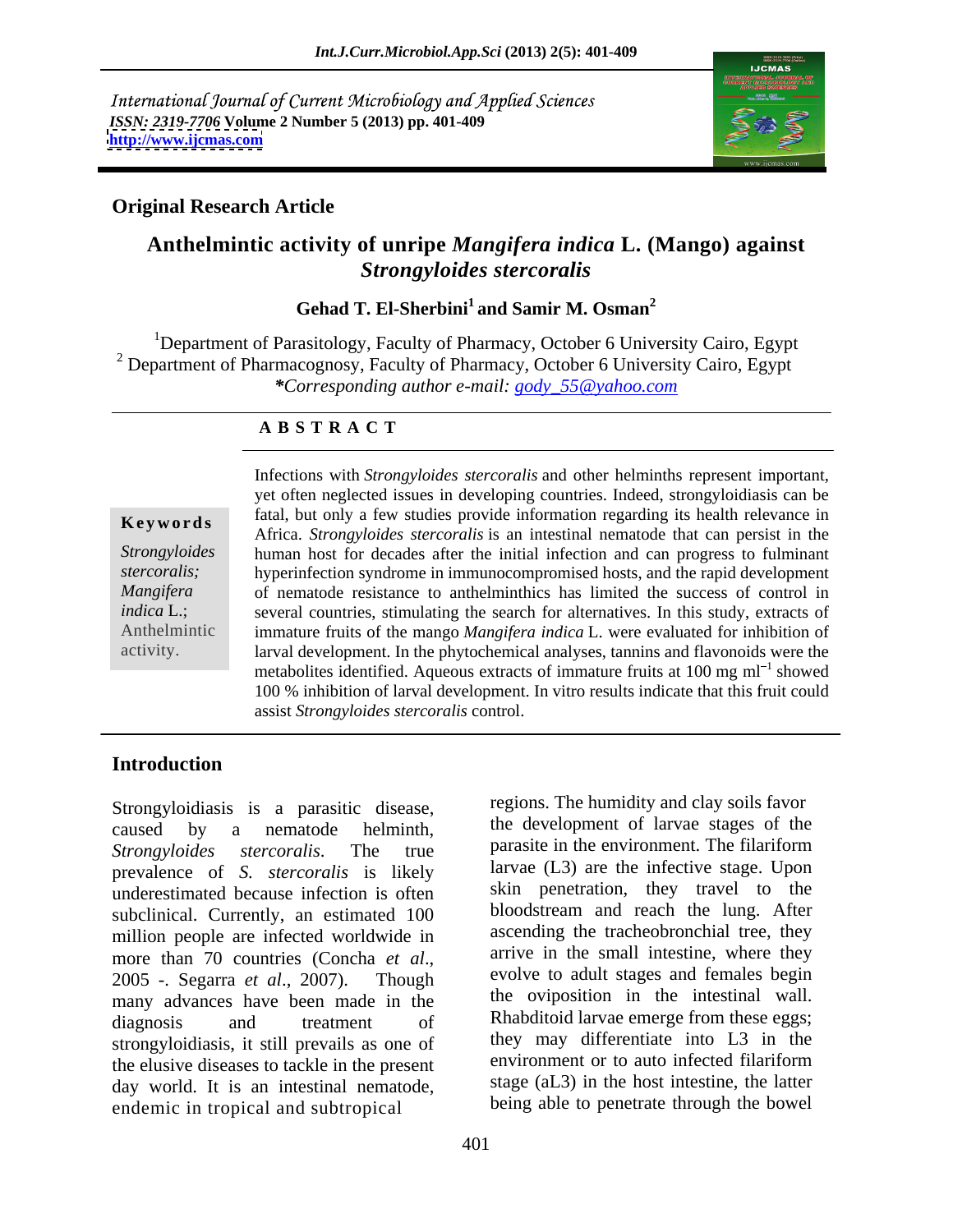International Journal of Current Microbiology and Applied Sciences
ISSN: 2319-7706 Volume 2 Number 5 (2013) pp. 401-409
http://www.ijcmas.com

**Original Research Article**

# Anthelmintic activity of unripe *Mangifera indica* L. (Mango) against *Strongyloides stercoralis*

**Gehad T. El-Sherbini[1] and Samir M. Osman[2]**

[1]Department of Parasitology, Faculty of Pharmacy, October 6 University Cairo, Egypt
[2] Department of Pharmacognosy, Faculty of Pharmacy, October 6 University Cairo, Egypt
*\*Corresponding author e-mail: gody_55@yahoo.com*

## ABSTRACT

**Keywords**

*Strongyloides stercoralis*; *Mangifera indica* L.; Anthelmintic activity.

Infections with *Strongyloides stercoralis* and other helminths represent important, yet often neglected issues in developing countries. Indeed, strongyloidiasis can be fatal, but only a few studies provide information regarding its health relevance in Africa. *Strongyloides stercoralis* is an intestinal nematode that can persist in the human host for decades after the initial infection and can progress to fulminant hyperinfection syndrome in immunocompromised hosts, and the rapid development of nematode resistance to anthelminthics has limited the success of control in several countries, stimulating the search for alternatives. In this study, extracts of immature fruits of the mango *Mangifera indica* L. were evaluated for inhibition of larval development. In the phytochemical analyses, tannins and flavonoids were the metabolites identified. Aqueous extracts of immature fruits at 100 mg ml$^{-1}$ showed 100 % inhibition of larval development. In vitro results indicate that this fruit could assist *Strongyloides stercoralis* control.

## Introduction

Strongyloidiasis is a parasitic disease, caused by a nematode helminth, *Strongyloides stercoralis*. The true prevalence of *S. stercoralis* is likely underestimated because infection is often subclinical. Currently, an estimated 100 million people are infected worldwide in more than 70 countries (Concha *et al*., 2005 -. Segarra *et al*., 2007). Though many advances have been made in the diagnosis and treatment of strongyloidiasis, it still prevails as one of the elusive diseases to tackle in the present day world. It is an intestinal nematode, endemic in tropical and subtropical regions. The humidity and clay soils favor the development of larvae stages of the parasite in the environment. The filariform larvae (L3) are the infective stage. Upon skin penetration, they travel to the bloodstream and reach the lung. After ascending the tracheobronchial tree, they arrive in the small intestine, where they evolve to adult stages and females begin the oviposition in the intestinal wall. Rhabditoid larvae emerge from these eggs; they may differentiate into L3 in the environment or to auto infected filariform stage (aL3) in the host intestine, the latter being able to penetrate through the bowel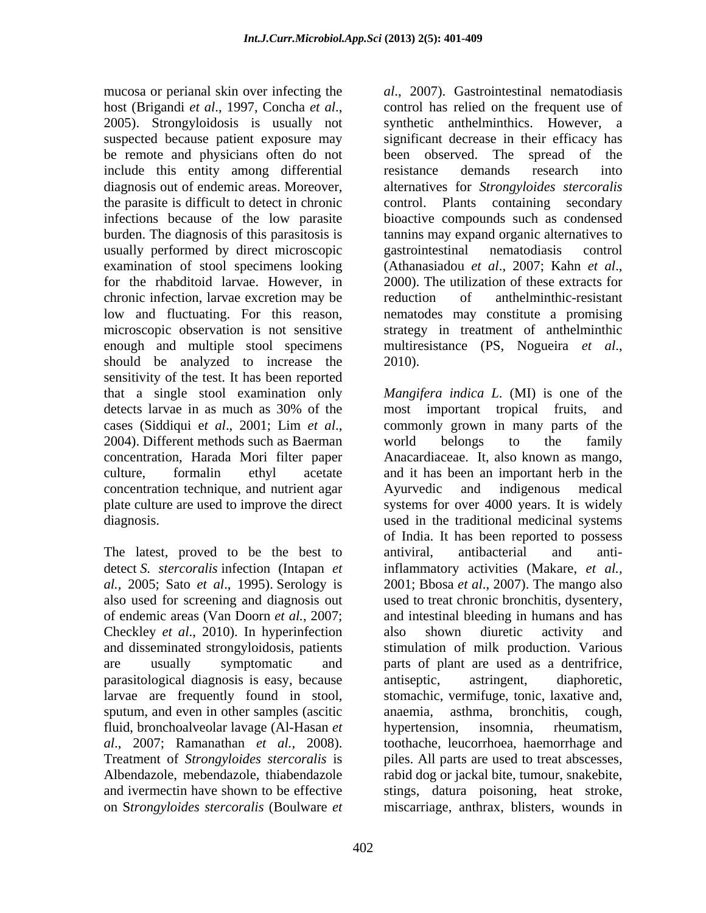mucosa or perianal skin over infecting the host (Brigandi *et al*., 1997, Concha *et al*., 2005). Strongyloidosis is usually not suspected because patient exposure may be remote and physicians often do not include this entity among differential diagnosis out of endemic areas. Moreover, the parasite is difficult to detect in chronic infections because of the low parasite burden. The diagnosis of this parasitosis is usually performed by direct microscopic examination of stool specimens looking for the rhabditoid larvae. However, in chronic infection, larvae excretion may be low and fluctuating. For this reason, microscopic observation is not sensitive enough and multiple stool specimens should be analyzed to increase the sensitivity of the test. It has been reported that a single stool examination only detects larvae in as much as 30% of the cases (Siddiqui e*t al*., 2001; Lim *et al*., 2004). Different methods such as Baerman concentration, Harada Mori filter paper culture, formalin ethyl acetate concentration technique, and nutrient agar plate culture are used to improve the direct diagnosis.

The latest, proved to be the best to detect *S. stercoralis* infection (Intapan *et al.,* 2005; Sato *et al*., 1995). Serology is also used for screening and diagnosis out of endemic areas (Van Doorn *et al.*, 2007; Checkley *et al*., 2010). In hyperinfection and disseminated strongyloidosis, patients are usually symptomatic and parasitological diagnosis is easy, because larvae are frequently found in stool, sputum, and even in other samples (ascitic fluid, bronchoalveolar lavage (Al-Hasan *et al*., 2007; Ramanathan *et al.*, 2008). Treatment of *Strongyloides stercoralis* is Albendazole, mebendazole, thiabendazole and ivermectin have shown to be effective on S*trongyloides stercoralis* (Boulware *et al*., 2007). Gastrointestinal nematodiasis control has relied on the frequent use of synthetic anthelminthics. However, a significant decrease in their efficacy has been observed. The spread of the resistance demands research into alternatives for *Strongyloides stercoralis* control. Plants containing secondary bioactive compounds such as condensed tannins may expand organic alternatives to gastrointestinal nematodiasis control (Athanasiadou *et al*., 2007; Kahn *et al*., 2000). The utilization of these extracts for reduction of anthelminthic-resistant nematodes may constitute a promising strategy in treatment of anthelminthic multiresistance (PS, Nogueira *et al*., 2010).

*Mangifera indica L.* (MI) is one of the most important tropical fruits, and commonly grown in many parts of the world belongs to the family Anacardiaceae. It, also known as mango, and it has been an important herb in the Ayurvedic and indigenous medical systems for over 4000 years. It is widely used in the traditional medicinal systems of India. It has been reported to possess antiviral, antibacterial and anti-inflammatory activities (Makare, *et al.,* 2001; Bbosa *et al*., 2007). The mango also used to treat chronic bronchitis, dysentery, and intestinal bleeding in humans and has also shown diuretic activity and stimulation of milk production. Various parts of plant are used as a dentrifrice, antiseptic, astringent, diaphoretic, stomachic, vermifuge, tonic, laxative and, anaemia, asthma, bronchitis, cough, hypertension, insomnia, rheumatism, toothache, leucorrhoea, haemorrhage and piles. All parts are used to treat abscesses, rabid dog or jackal bite, tumour, snakebite, stings, datura poisoning, heat stroke, miscarriage, anthrax, blisters, wounds in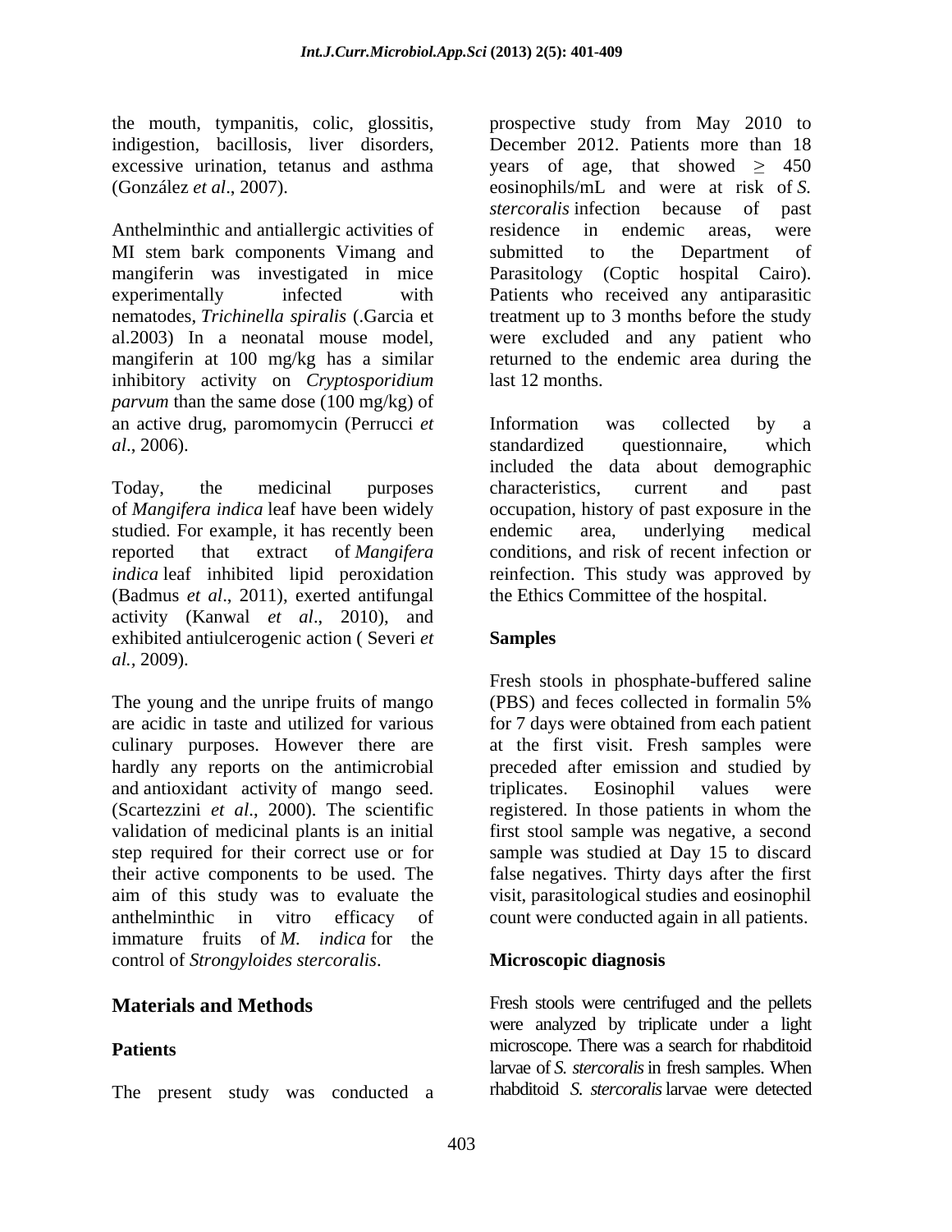the mouth, tympanitis, colic, glossitis, indigestion, bacillosis, liver disorders, excessive urination, tetanus and asthma (González *et al*., 2007).

Anthelminthic and antiallergic activities of MI stem bark components Vimang and mangiferin was investigated in mice experimentally infected with nematodes, *Trichinella spiralis* (.Garcia et al.2003) In a neonatal mouse model, mangiferin at 100 mg/kg has a similar inhibitory activity on *Cryptosporidium parvum* than the same dose (100 mg/kg) of an active drug, paromomycin (Perrucci *et al*., 2006).

Today, the medicinal purposes of *Mangifera indica* leaf have been widely studied. For example, it has recently been reported that extract of *Mangifera indica* leaf inhibited lipid peroxidation (Badmus *et al*., 2011), exerted antifungal activity (Kanwal *et al*., 2010), and exhibited antiulcerogenic action ( Severi *et al.*, 2009).

The young and the unripe fruits of mango are acidic in taste and utilized for various culinary purposes. However there are hardly any reports on the antimicrobial and antioxidant activity of mango seed. (Scartezzini *et al*., 2000). The scientific validation of medicinal plants is an initial step required for their correct use or for their active components to be used. The aim of this study was to evaluate the anthelminthic in vitro efficacy of immature fruits of *M. indica* for the control of *Strongyloides stercoralis*.

## Materials and Methods

### Patients

The present study was conducted a prospective study from May 2010 to December 2012. Patients more than 18 years of age, that showed ≥ 450 eosinophils/mL and were at risk of *S. stercoralis* infection because of past residence in endemic areas, were submitted to the Department of Parasitology (Coptic hospital Cairo). Patients who received any antiparasitic treatment up to 3 months before the study were excluded and any patient who returned to the endemic area during the last 12 months.

Information was collected by a standardized questionnaire, which included the data about demographic characteristics, current and past occupation, history of past exposure in the endemic area, underlying medical conditions, and risk of recent infection or reinfection. This study was approved by the Ethics Committee of the hospital.

### Samples

Fresh stools in phosphate-buffered saline (PBS) and feces collected in formalin 5% for 7 days were obtained from each patient at the first visit. Fresh samples were preceded after emission and studied by triplicates. Eosinophil values were registered. In those patients in whom the first stool sample was negative, a second sample was studied at Day 15 to discard false negatives. Thirty days after the first visit, parasitological studies and eosinophil count were conducted again in all patients.

### Microscopic diagnosis

Fresh stools were centrifuged and the pellets were analyzed by triplicate under a light microscope. There was a search for rhabditoid larvae of *S. stercoralis* in fresh samples. When rhabditoid *S. stercoralis* larvae were detected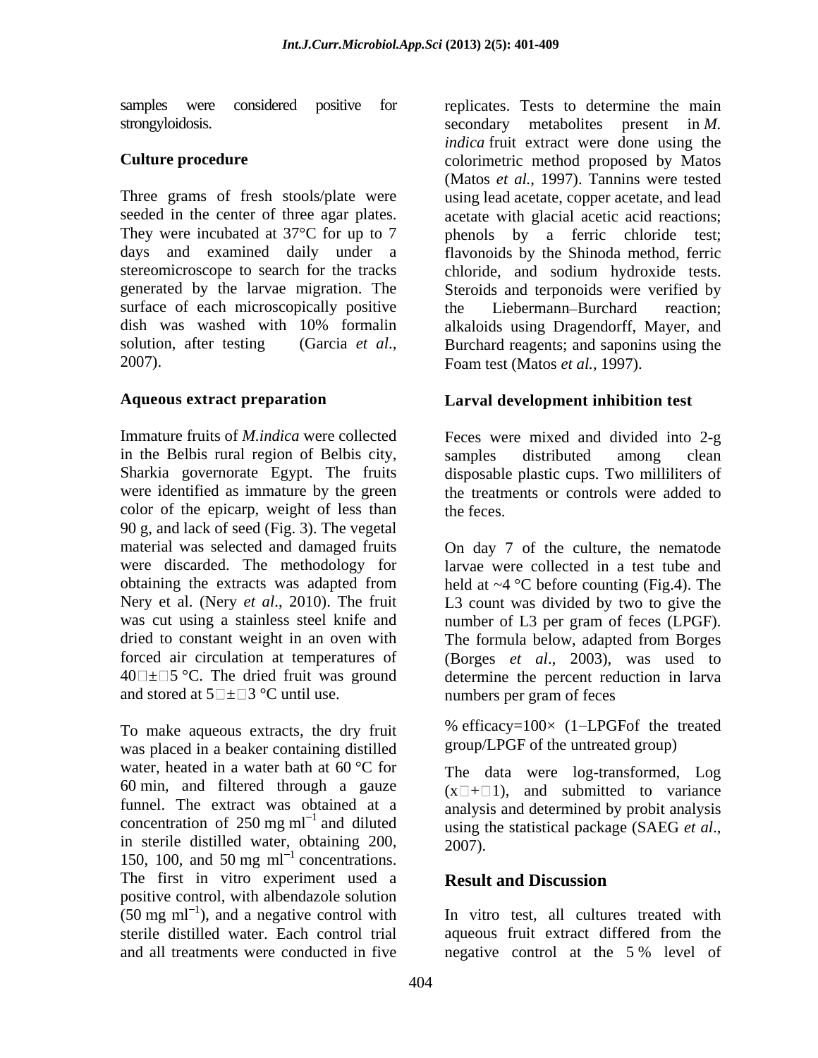samples were considered positive for strongyloidosis.

## Culture procedure

Three grams of fresh stools/plate were seeded in the center of three agar plates. They were incubated at 37°C for up to 7 days and examined daily under a stereomicroscope to search for the tracks generated by the larvae migration. The surface of each microscopically positive dish was washed with 10% formalin solution, after testing (Garcia *et al*., 2007).

## Aqueous extract preparation

Immature fruits of *M.indica* were collected in the Belbis rural region of Belbis city, Sharkia governorate Egypt. The fruits were identified as immature by the green color of the epicarp, weight of less than 90 g, and lack of seed (Fig. 3). The vegetal material was selected and damaged fruits were discarded. The methodology for obtaining the extracts was adapted from Nery et al. (Nery *et al*., 2010). The fruit was cut using a stainless steel knife and dried to constant weight in an oven with forced air circulation at temperatures of 40 ± 5 °C. The dried fruit was ground and stored at 5 ± 3 °C until use.

To make aqueous extracts, the dry fruit was placed in a beaker containing distilled water, heated in a water bath at 60 °C for 60 min, and filtered through a gauze funnel. The extract was obtained at a concentration of 250 mg $ml^{-1}$ and diluted in sterile distilled water, obtaining 200, 150, 100, and 50 mg $ml^{-1}$ concentrations. The first in vitro experiment used a positive control, with albendazole solution (50 mg $ml^{-1}$), and a negative control with sterile distilled water. Each control trial and all treatments were conducted in five replicates. Tests to determine the main secondary metabolites present in *M. indica* fruit extract were done using the colorimetric method proposed by Matos (Matos *et al.,* 1997). Tannins were tested using lead acetate, copper acetate, and lead acetate with glacial acetic acid reactions; phenols by a ferric chloride test; flavonoids by the Shinoda method, ferric chloride, and sodium hydroxide tests. Steroids and terponoids were verified by the Liebermann–Burchard reaction; alkaloids using Dragendorff, Mayer, and Burchard reagents; and saponins using the Foam test (Matos *et al.,* 1997).

## Larval development inhibition test

Feces were mixed and divided into 2-g samples distributed among clean disposable plastic cups. Two milliliters of the treatments or controls were added to the feces.

On day 7 of the culture, the nematode larvae were collected in a test tube and held at ~4 °C before counting (Fig.4). The L3 count was divided by two to give the number of L3 per gram of feces (LPGF). The formula below, adapted from Borges (Borges *et al*., 2003), was used to determine the percent reduction in larva numbers per gram of feces

% efficacy=100× (1−LPGFof the treated group/LPGF of the untreated group)

The data were log-transformed, Log (x + 1), and submitted to variance analysis and determined by probit analysis using the statistical package (SAEG *et al*., 2007).

## Result and Discussion

In vitro test, all cultures treated with aqueous fruit extract differed from the negative control at the 5 % level of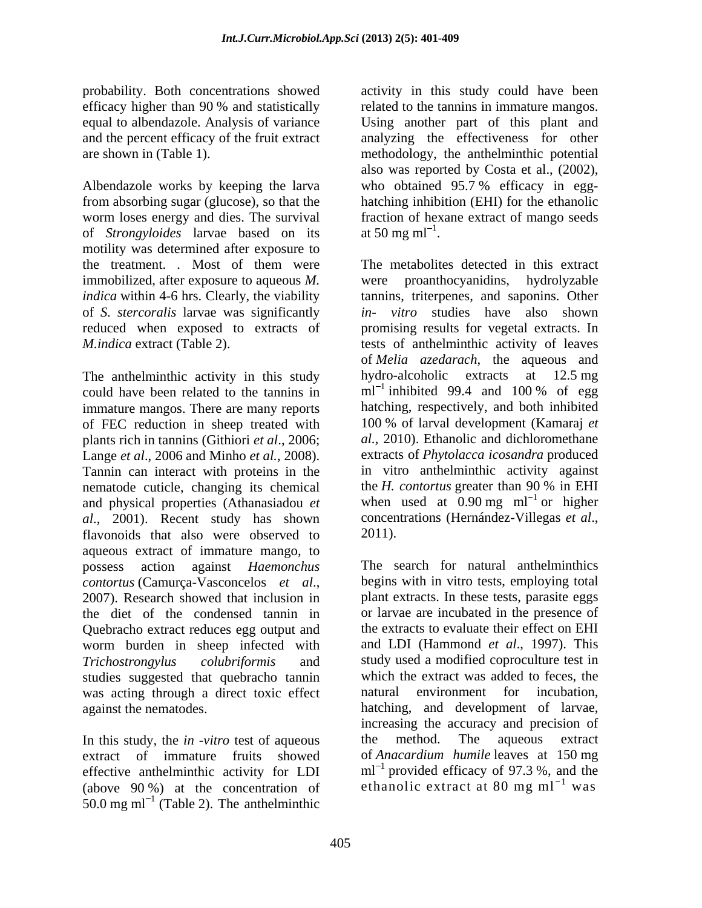probability. Both concentrations showed efficacy higher than 90 % and statistically equal to albendazole. Analysis of variance and the percent efficacy of the fruit extract are shown in (Table 1).

Albendazole works by keeping the larva from absorbing sugar (glucose), so that the worm loses energy and dies. The survival of *Strongyloides* larvae based on its motility was determined after exposure to the treatment. . Most of them were immobilized, after exposure to aqueous *M. indica* within 4-6 hrs. Clearly, the viability of *S. stercoralis* larvae was significantly reduced when exposed to extracts of *M.indica* extract (Table 2).

The anthelminthic activity in this study could have been related to the tannins in immature mangos. There are many reports of FEC reduction in sheep treated with plants rich in tannins (Githiori *et al*., 2006; Lange *et al*., 2006 and Minho *et al.*, 2008). Tannin can interact with proteins in the nematode cuticle, changing its chemical and physical properties (Athanasiadou *et al*., 2001). Recent study has shown flavonoids that also were observed to aqueous extract of immature mango, to possess action against *Haemonchus contortus* (Camurça-Vasconcelos *et al*., 2007). Research showed that inclusion in the diet of the condensed tannin in Quebracho extract reduces egg output and worm burden in sheep infected with *Trichostrongylus colubriformis* and studies suggested that quebracho tannin was acting through a direct toxic effect against the nematodes.

In this study, the *in -vitro* test of aqueous extract of immature fruits showed effective anthelminthic activity for LDI (above 90 %) at the concentration of 50.0 mg $ml^{-1}$ (Table 2). The anthelminthic activity in this study could have been related to the tannins in immature mangos. Using another part of this plant and analyzing the effectiveness for other methodology, the anthelminthic potential also was reported by Costa et al., (2002), who obtained 95.7 % efficacy in egg-hatching inhibition (EHI) for the ethanolic fraction of hexane extract of mango seeds at 50 mg $ml^{-1}$.

The metabolites detected in this extract were proanthocyanidins, hydrolyzable tannins, triterpenes, and saponins. Other *in- vitro* studies have also shown promising results for vegetal extracts. In tests of anthelminthic activity of leaves of *Melia azedarach*, the aqueous and hydro-alcoholic extracts at 12.5 mg $ml^{-1}$ inhibited 99.4 and 100 % of egg hatching, respectively, and both inhibited 100 % of larval development (Kamaraj *et al.,* 2010). Ethanolic and dichloromethane extracts of *Phytolacca icosandra* produced in vitro anthelminthic activity against the *H. contortus* greater than 90 % in EHI when used at 0.90 mg $ml^{-1}$ or higher concentrations (Hernández-Villegas *et al*., 2011).

The search for natural anthelminthics begins with in vitro tests, employing total plant extracts. In these tests, parasite eggs or larvae are incubated in the presence of the extracts to evaluate their effect on EHI and LDI (Hammond *et al*., 1997). This study used a modified coproculture test in which the extract was added to feces, the natural environment for incubation, hatching, and development of larvae, increasing the accuracy and precision of the method. The aqueous extract of *Anacardium humile* leaves at 150 mg $ml^{-1}$ provided efficacy of 97.3 %, and the ethanolic extract at 80 mg $ml^{-1}$ was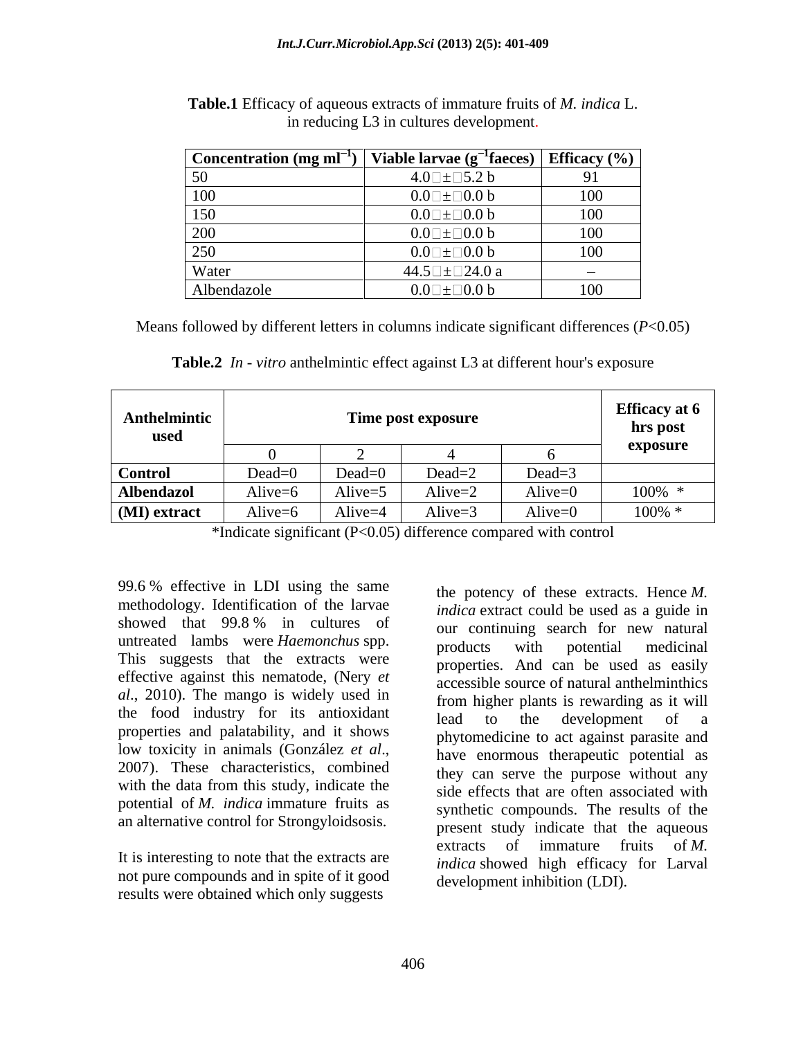**Table.1** Efficacy of aqueous extracts of immature fruits of *M. indica* L. in reducing L3 in cultures development.

| Concentration (mg $ml^{-1}$) | Viable larvae ($g^{-1}$faeces) | Efficacy (%) |
|---|---|---|
| 50 | 4.0 ± 5.2 b | 91 |
| 100 | 0.0 ± 0.0 b | 100 |
| 150 | 0.0 ± 0.0 b | 100 |
| 200 | 0.0 ± 0.0 b | 100 |
| 250 | 0.0 ± 0.0 b | 100 |
| Water | 44.5 ± 24.0 a | – |
| Albendazole | 0.0 ± 0.0 b | 100 |

Means followed by different letters in columns indicate significant differences ($P$<0.05)

**Table.2** *In - vitro* anthelmintic effect against L3 at different hour's exposure

| Anthelmintic used | Time post exposure | | | | Efficacy at 6 hrs post exposure |
|---|---|---|---|---|---|
| | 0 | 2 | 4 | 6 | |
| **Control** | Dead=0 | Dead=0 | Dead=2 | Dead=3 | |
| **Albendazol** | Alive=6 | Alive=5 | Alive=2 | Alive=0 | 100% * |
| **(MI) extract** | Alive=6 | Alive=4 | Alive=3 | Alive=0 | 100% * |

*Indicate significant (P<0.05) difference compared with control

99.6 % effective in LDI using the same methodology. Identification of the larvae showed that 99.8 % in cultures of untreated lambs were *Haemonchus* spp. This suggests that the extracts were effective against this nematode, (Nery *et al*., 2010). The mango is widely used in the food industry for its antioxidant properties and palatability, and it shows low toxicity in animals (González *et al*., 2007). These characteristics, combined with the data from this study, indicate the potential of *M. indica* immature fruits as an alternative control for Strongyloidsosis.

It is interesting to note that the extracts are not pure compounds and in spite of it good results were obtained which only suggests the potency of these extracts. Hence *M. indica* extract could be used as a guide in our continuing search for new natural products with potential medicinal properties. And can be used as easily accessible source of natural anthelminthics from higher plants is rewarding as it will lead to the development of a phytomedicine to act against parasite and have enormous therapeutic potential as they can serve the purpose without any side effects that are often associated with synthetic compounds. The results of the present study indicate that the aqueous extracts of immature fruits of *M. indica* showed high efficacy for Larval development inhibition (LDI).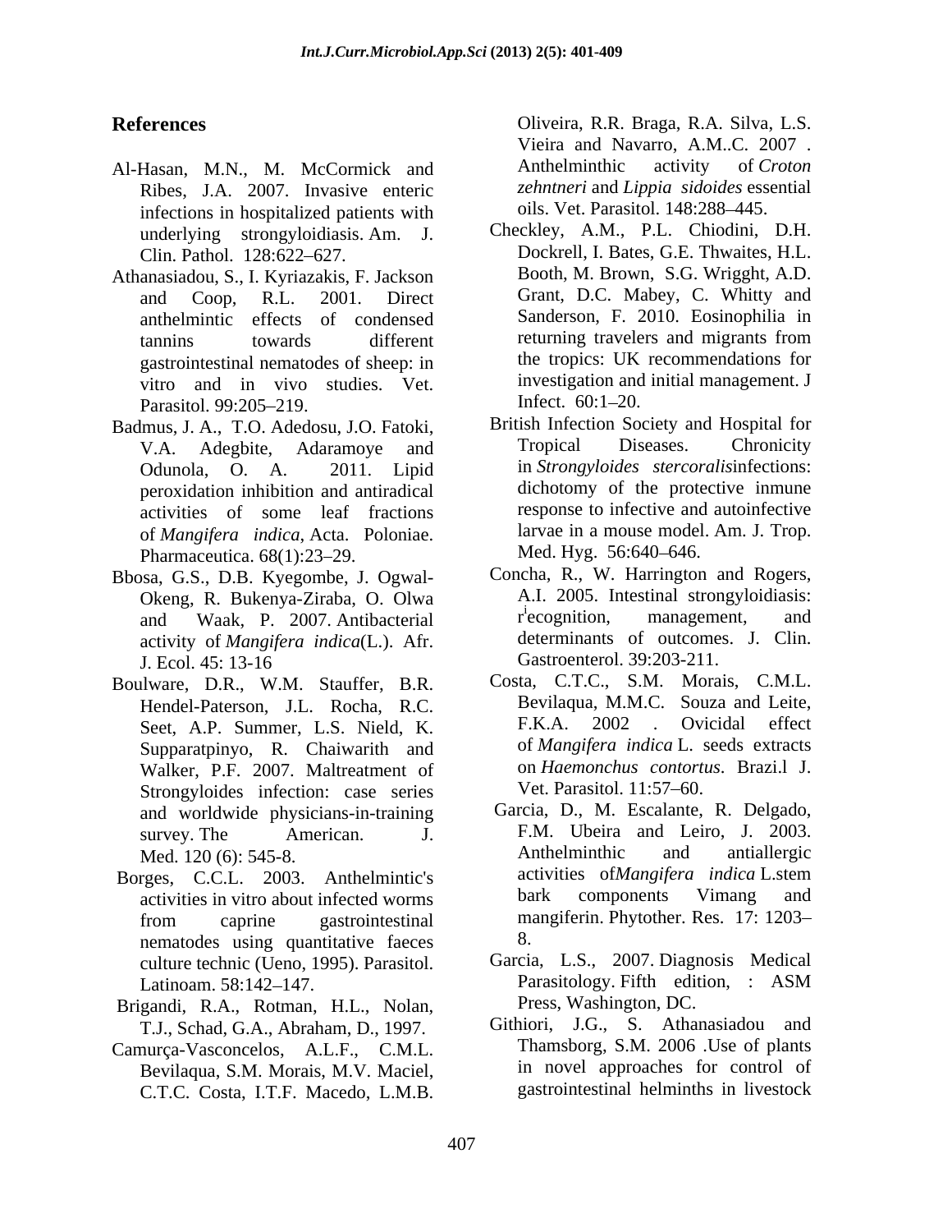## References

Al-Hasan, M.N., M. McCormick and Ribes, J.A. 2007. Invasive enteric infections in hospitalized patients with underlying strongyloidiasis. Am. J. Clin. Pathol. 128:622–627.

Athanasiadou, S., I. Kyriazakis, F. Jackson and Coop, R.L. 2001. Direct anthelmintic effects of condensed tannins towards different gastrointestinal nematodes of sheep: in vitro and in vivo studies. Vet. Parasitol. 99:205–219.

Badmus, J. A., T.O. Adedosu, J.O. Fatoki, V.A. Adegbite, Adaramoye and Odunola, O. A. 2011. Lipid peroxidation inhibition and antiradical activities of some leaf fractions of *Mangifera indica*, Acta. Poloniae. Pharmaceutica. 68(1):23–29.

Bbosa, G.S., D.B. Kyegombe, J. Ogwal-Okeng, R. Bukenya-Ziraba, O. Olwa and Waak, P. 2007. Antibacterial activity of *Mangifera indica*(L.). Afr. J. Ecol. 45: 13-16

Boulware, D.R., W.M. Stauffer, B.R. Hendel-Paterson, J.L. Rocha, R.C. Seet, A.P. Summer, L.S. Nield, K. Supparatpinyo, R. Chaiwarith and Walker, P.F. 2007. Maltreatment of Strongyloides infection: case series and worldwide physicians-in-training survey. The American. J. Med. 120 (6): 545-8.

Borges, C.C.L. 2003. Anthelmintic's activities in vitro about infected worms from caprine gastrointestinal nematodes using quantitative faeces culture technic (Ueno, 1995). Parasitol. Latinoam. 58:142–147.

Brigandi, R.A., Rotman, H.L., Nolan, T.J., Schad, G.A., Abraham, D., 1997.

Camurça-Vasconcelos, A.L.F., C.M.L. Bevilaqua, S.M. Morais, M.V. Maciel, C.T.C. Costa, I.T.F. Macedo, L.M.B. Oliveira, R.R. Braga, R.A. Silva, L.S. Vieira and Navarro, A.M..C. 2007 . Anthelminthic activity of *Croton zehntneri* and *Lippia sidoides* essential oils. Vet. Parasitol. 148:288–445.

Checkley, A.M., P.L. Chiodini, D.H. Dockrell, I. Bates, G.E. Thwaites, H.L. Booth, M. Brown, S.G. Wrigght, A.D. Grant, D.C. Mabey, C. Whitty and Sanderson, F. 2010. Eosinophilia in returning travelers and migrants from the tropics: UK recommendations for investigation and initial management. J Infect. 60:1–20.

British Infection Society and Hospital for Tropical Diseases. Chronicity in *Strongyloides stercoralis*infections: dichotomy of the protective inmune response to infective and autoinfective larvae in a mouse model. Am. J. Trop. Med. Hyg. 56:640–646.

Concha, R., W. Harrington and Rogers, A.I. 2005. Intestinal strongyloidiasis: recognition, management, and determinants of outcomes. J. Clin. Gastroenterol. 39:203-211.

Costa, C.T.C., S.M. Morais, C.M.L. Bevilaqua, M.M.C. Souza and Leite, F.K.A. 2002 . Ovicidal effect of *Mangifera indica* L. seeds extracts on *Haemonchus contortus*. Brazi.l J. Vet. Parasitol. 11:57–60.

Garcia, D., M. Escalante, R. Delgado, F.M. Ubeira and Leiro, J. 2003. Anthelminthic and antiallergic activities of*Mangifera indica* L.stem bark components Vimang and mangiferin. Phytother. Res. 17: 1203–8.

Garcia, L.S., 2007. Diagnosis Medical Parasitology. Fifth edition, : ASM Press, Washington, DC.

Githiori, J.G., S. Athanasiadou and Thamsborg, S.M. 2006 .Use of plants in novel approaches for control of gastrointestinal helminths in livestock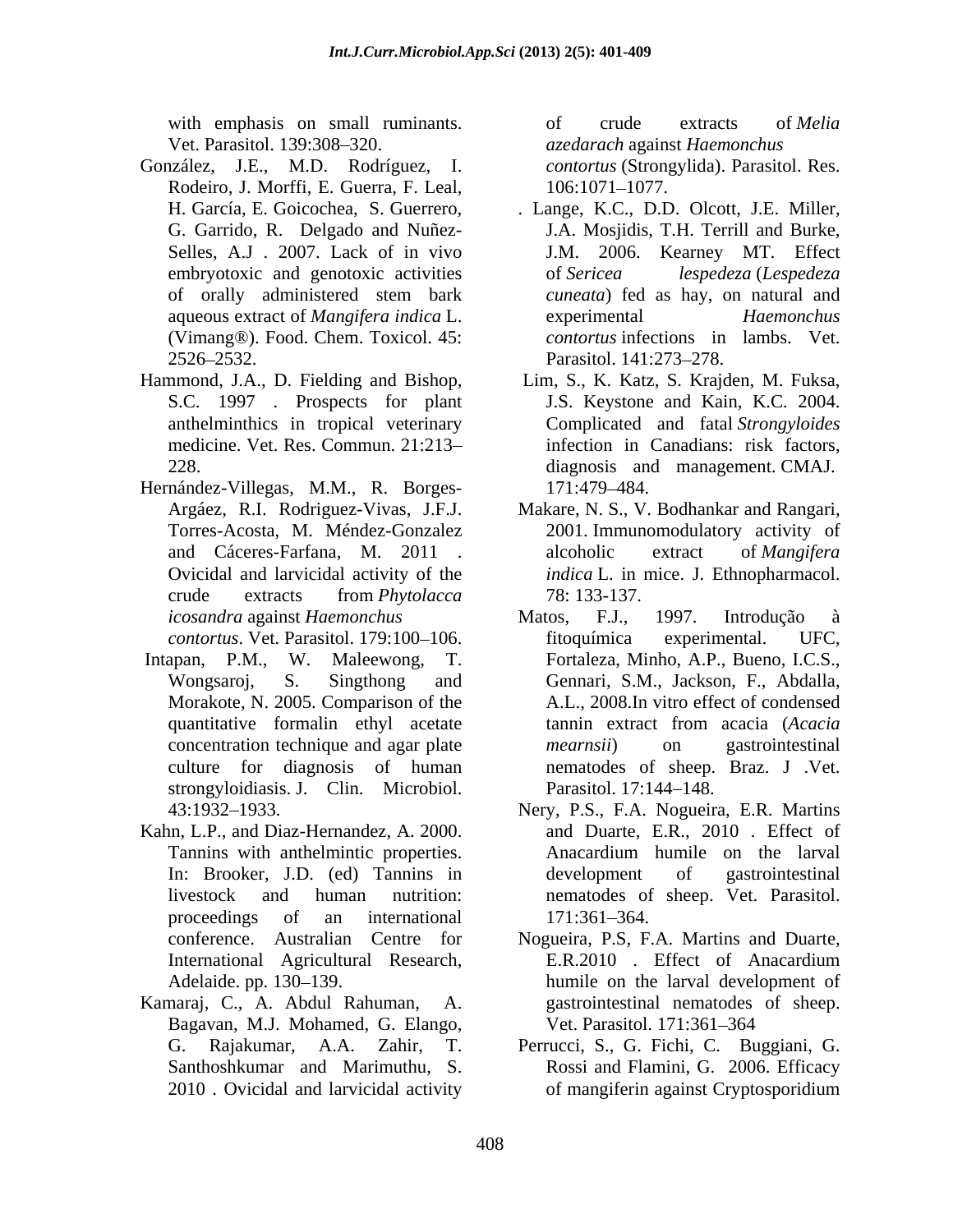with emphasis on small ruminants. Vet. Parasitol. 139:308–320.

González, J.E., M.D. Rodríguez, I. Rodeiro, J. Morffi, E. Guerra, F. Leal, H. García, E. Goicochea, S. Guerrero, G. Garrido, R. Delgado and Nuñez-Selles, A.J . 2007. Lack of in vivo embryotoxic and genotoxic activities of orally administered stem bark aqueous extract of *Mangifera indica* L. (Vimang®). Food. Chem. Toxicol. 45: 2526–2532.

Hammond, J.A., D. Fielding and Bishop, S.C. 1997 . Prospects for plant anthelminthics in tropical veterinary medicine. Vet. Res. Commun. 21:213–228.

Hernández-Villegas, M.M., R. Borges-Argáez, R.I. Rodriguez-Vivas, J.F.J. Torres-Acosta, M. Méndez-Gonzalez and Cáceres-Farfana, M. 2011 . Ovicidal and larvicidal activity of the crude extracts from *Phytolacca icosandra* against *Haemonchus contortus*. Vet. Parasitol. 179:100–106.

Intapan, P.M., W. Maleewong, T. Wongsaroj, S. Singthong and Morakote, N. 2005. Comparison of the quantitative formalin ethyl acetate concentration technique and agar plate culture for diagnosis of human strongyloidiasis. J. Clin. Microbiol. 43:1932–1933.

Kahn, L.P., and Diaz-Hernandez, A. 2000. Tannins with anthelmintic properties. In: Brooker, J.D. (ed) Tannins in livestock and human nutrition: proceedings of an international conference. Australian Centre for International Agricultural Research, Adelaide. pp. 130–139.

Kamaraj, C., A. Abdul Rahuman, A. Bagavan, M.J. Mohamed, G. Elango, G. Rajakumar, A.A. Zahir, T. Santhoshkumar and Marimuthu, S. 2010 . Ovicidal and larvicidal activity of crude extracts of *Melia azedarach* against *Haemonchus contortus* (Strongylida). Parasitol. Res. 106:1071–1077.

. Lange, K.C., D.D. Olcott, J.E. Miller, J.A. Mosjidis, T.H. Terrill and Burke, J.M. 2006. Kearney MT. Effect of *Sericea lespedeza* (*Lespedeza cuneata*) fed as hay, on natural and experimental *Haemonchus contortus* infections in lambs. Vet. Parasitol. 141:273–278.

Lim, S., K. Katz, S. Krajden, M. Fuksa, J.S. Keystone and Kain, K.C. 2004. Complicated and fatal *Strongyloides* infection in Canadians: risk factors, diagnosis and management. CMAJ. 171:479–484.

Makare, N. S., V. Bodhankar and Rangari, 2001. Immunomodulatory activity of alcoholic extract of *Mangifera indica* L. in mice. J. Ethnopharmacol. 78: 133-137.

Matos, F.J., 1997. Introdução à fitoquímica experimental. UFC, Fortaleza, Minho, A.P., Bueno, I.C.S., Gennari, S.M., Jackson, F., Abdalla, A.L., 2008.In vitro effect of condensed tannin extract from acacia (*Acacia mearnsii*) on gastrointestinal nematodes of sheep. Braz. J .Vet. Parasitol. 17:144–148.

Nery, P.S., F.A. Nogueira, E.R. Martins and Duarte, E.R., 2010 . Effect of Anacardium humile on the larval development of gastrointestinal nematodes of sheep. Vet. Parasitol. 171:361–364.

Nogueira, P.S, F.A. Martins and Duarte, E.R.2010 . Effect of Anacardium humile on the larval development of gastrointestinal nematodes of sheep. Vet. Parasitol. 171:361–364

Perrucci, S., G. Fichi, C. Buggiani, G. Rossi and Flamini, G. 2006. Efficacy of mangiferin against Cryptosporidium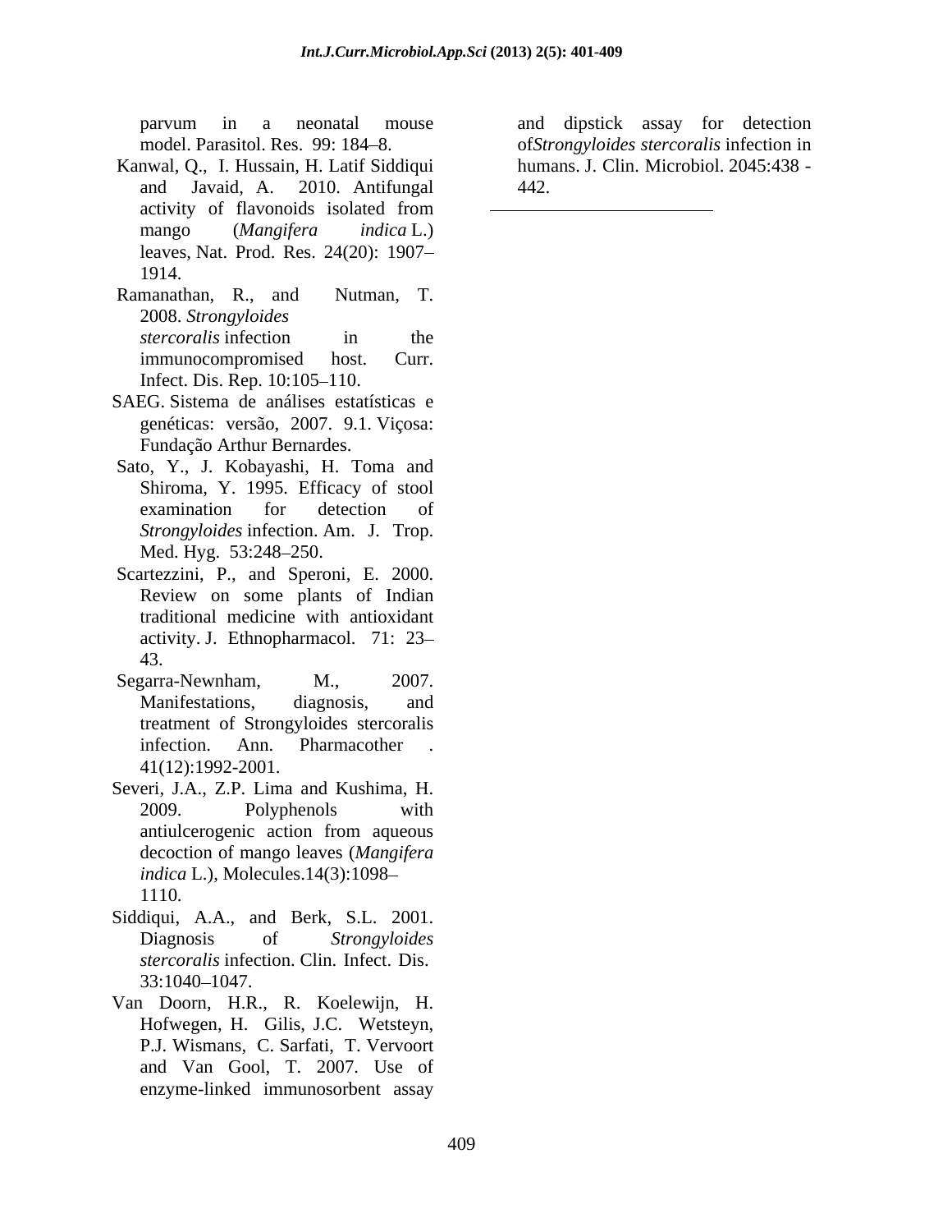parvum in a neonatal mouse model. Parasitol. Res. 99: 184–8.

Kanwal, Q., I. Hussain, H. Latif Siddiqui and Javaid, A. 2010. Antifungal activity of flavonoids isolated from mango (*Mangifera indica* L.) leaves, Nat. Prod. Res. 24(20): 1907–1914.

Ramanathan, R., and Nutman, T. 2008. *Strongyloides stercoralis* infection in the immunocompromised host. Curr. Infect. Dis. Rep. 10:105–110.

SAEG. Sistema de análises estatísticas e genéticas: versão, 2007. 9.1. Viçosa: Fundação Arthur Bernardes.

Sato, Y., J. Kobayashi, H. Toma and Shiroma, Y. 1995. Efficacy of stool examination for detection of *Strongyloides* infection. Am. J. Trop. Med. Hyg. 53:248–250.

Scartezzini, P., and Speroni, E. 2000. Review on some plants of Indian traditional medicine with antioxidant activity. J. Ethnopharmacol. 71: 23–43.

Segarra-Newnham, M., 2007. Manifestations, diagnosis, and treatment of Strongyloides stercoralis infection. Ann. Pharmacother . 41(12):1992-2001.

Severi, J.A., Z.P. Lima and Kushima, H. 2009. Polyphenols with antiulcerogenic action from aqueous decoction of mango leaves (*Mangifera indica* L.), Molecules.14(3):1098–1110.

Siddiqui, A.A., and Berk, S.L. 2001. Diagnosis of *Strongyloides stercoralis* infection. Clin. Infect. Dis. 33:1040–1047.

Van Doorn, H.R., R. Koelewijn, H. Hofwegen, H. Gilis, J.C. Wetsteyn, P.J. Wismans, C. Sarfati, T. Vervoort and Van Gool, T. 2007. Use of enzyme-linked immunosorbent assay and dipstick assay for detection of*Strongyloides stercoralis* infection in humans. J. Clin. Microbiol. 2045:438 - 442.